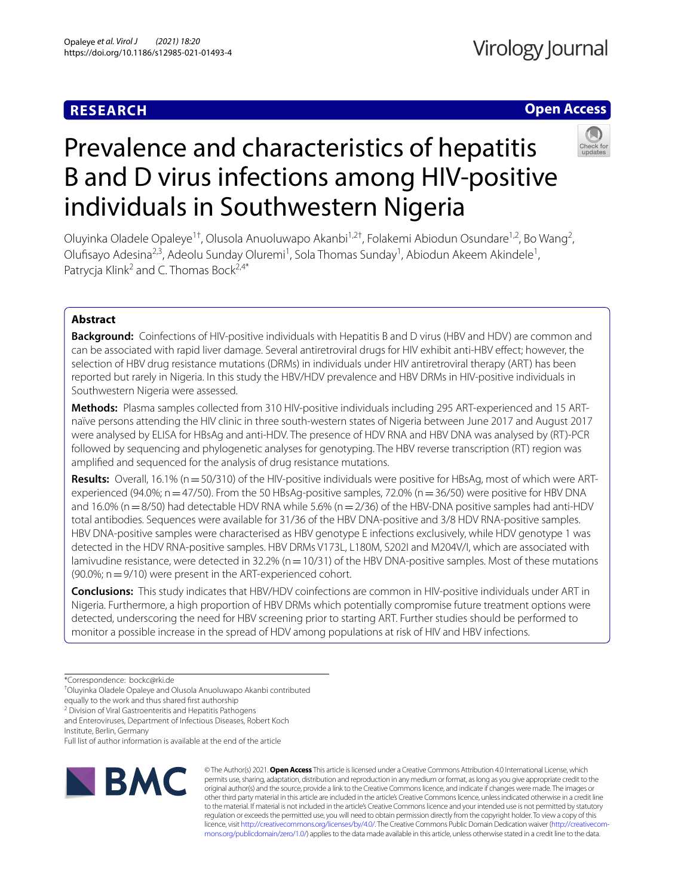RESEARCH

Open Access

# Prevalence and characteristics of hepatitis B and D virus infections among HIV-positive individuals in Southwestern Nigeria

Oluyinka Oladele Opaleye[1†], Olusola Anuoluwapo Akanbi[1,2†], Folakemi Abiodun Osundare[1,2], Bo Wang[2], Olufisayo Adesina[2,3], Adeolu Sunday Oluremi[1], Sola Thomas Sunday[1], Abiodun Akeem Akindele[1], Patrycja Klink[2] and C. Thomas Bock[2,4*]

## Abstract

**Background:** Coinfections of HIV-positive individuals with Hepatitis B and D virus (HBV and HDV) are common and can be associated with rapid liver damage. Several antiretroviral drugs for HIV exhibit anti-HBV effect; however, the selection of HBV drug resistance mutations (DRMs) in individuals under HIV antiretroviral therapy (ART) has been reported but rarely in Nigeria. In this study the HBV/HDV prevalence and HBV DRMs in HIV-positive individuals in Southwestern Nigeria were assessed.

**Methods:** Plasma samples collected from 310 HIV-positive individuals including 295 ART-experienced and 15 ART-naïve persons attending the HIV clinic in three south-western states of Nigeria between June 2017 and August 2017 were analysed by ELISA for HBsAg and anti-HDV. The presence of HDV RNA and HBV DNA was analysed by (RT)-PCR followed by sequencing and phylogenetic analyses for genotyping. The HBV reverse transcription (RT) region was amplified and sequenced for the analysis of drug resistance mutations.

**Results:** Overall, 16.1% (n = 50/310) of the HIV-positive individuals were positive for HBsAg, most of which were ART-experienced (94.0%; n = 47/50). From the 50 HBsAg-positive samples, 72.0% (n = 36/50) were positive for HBV DNA and 16.0% (n = 8/50) had detectable HDV RNA while 5.6% (n = 2/36) of the HBV-DNA positive samples had anti-HDV total antibodies. Sequences were available for 31/36 of the HBV DNA-positive and 3/8 HDV RNA-positive samples. HBV DNA-positive samples were characterised as HBV genotype E infections exclusively, while HDV genotype 1 was detected in the HDV RNA-positive samples. HBV DRMs V173L, L180M, S202I and M204V/I, which are associated with lamivudine resistance, were detected in 32.2% (n = 10/31) of the HBV DNA-positive samples. Most of these mutations (90.0%; n = 9/10) were present in the ART-experienced cohort.

**Conclusions:** This study indicates that HBV/HDV coinfections are common in HIV-positive individuals under ART in Nigeria. Furthermore, a high proportion of HBV DRMs which potentially compromise future treatment options were detected, underscoring the need for HBV screening prior to starting ART. Further studies should be performed to monitor a possible increase in the spread of HDV among populations at risk of HIV and HBV infections.

*Correspondence: bockc@rki.de

†Oluyinka Oladele Opaleye and Olusola Anuoluwapo Akanbi contributed equally to the work and thus shared first authorship

[2] Division of Viral Gastroenteritis and Hepatitis Pathogens and Enteroviruses, Department of Infectious Diseases, Robert Koch Institute, Berlin, Germany

Full list of author information is available at the end of the article

© The Author(s) 2021. **Open Access** This article is licensed under a Creative Commons Attribution 4.0 International License, which permits use, sharing, adaptation, distribution and reproduction in any medium or format, as long as you give appropriate credit to the original author(s) and the source, provide a link to the Creative Commons licence, and indicate if changes were made. The images or other third party material in this article are included in the article's Creative Commons licence, unless indicated otherwise in a credit line to the material. If material is not included in the article's Creative Commons licence and your intended use is not permitted by statutory regulation or exceeds the permitted use, you will need to obtain permission directly from the copyright holder. To view a copy of this licence, visit http://creativecommons.org/licenses/by/4.0/. The Creative Commons Public Domain Dedication waiver (http://creativecommons.org/publicdomain/zero/1.0/) applies to the data made available in this article, unless otherwise stated in a credit line to the data.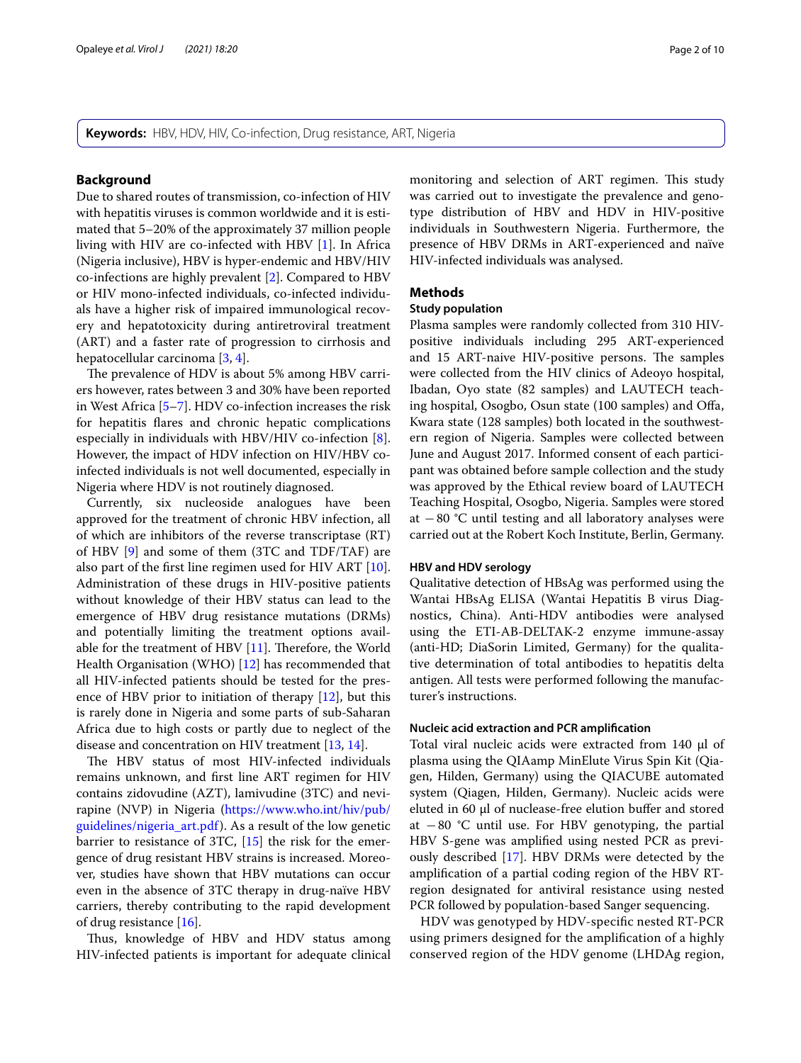**Keywords:** HBV, HDV, HIV, Co-infection, Drug resistance, ART, Nigeria

## Background

Due to shared routes of transmission, co-infection of HIV with hepatitis viruses is common worldwide and it is estimated that 5–20% of the approximately 37 million people living with HIV are co-infected with HBV [1]. In Africa (Nigeria inclusive), HBV is hyper-endemic and HBV/HIV co-infections are highly prevalent [2]. Compared to HBV or HIV mono-infected individuals, co-infected individuals have a higher risk of impaired immunological recovery and hepatotoxicity during antiretroviral treatment (ART) and a faster rate of progression to cirrhosis and hepatocellular carcinoma [3, 4].

The prevalence of HDV is about 5% among HBV carriers however, rates between 3 and 30% have been reported in West Africa [5–7]. HDV co-infection increases the risk for hepatitis flares and chronic hepatic complications especially in individuals with HBV/HIV co-infection [8]. However, the impact of HDV infection on HIV/HBV co-infected individuals is not well documented, especially in Nigeria where HDV is not routinely diagnosed.

Currently, six nucleoside analogues have been approved for the treatment of chronic HBV infection, all of which are inhibitors of the reverse transcriptase (RT) of HBV [9] and some of them (3TC and TDF/TAF) are also part of the first line regimen used for HIV ART [10]. Administration of these drugs in HIV-positive patients without knowledge of their HBV status can lead to the emergence of HBV drug resistance mutations (DRMs) and potentially limiting the treatment options available for the treatment of HBV [11]. Therefore, the World Health Organisation (WHO) [12] has recommended that all HIV-infected patients should be tested for the presence of HBV prior to initiation of therapy [12], but this is rarely done in Nigeria and some parts of sub-Saharan Africa due to high costs or partly due to neglect of the disease and concentration on HIV treatment [13, 14].

The HBV status of most HIV-infected individuals remains unknown, and first line ART regimen for HIV contains zidovudine (AZT), lamivudine (3TC) and nevirapine (NVP) in Nigeria (https://www.who.int/hiv/pub/guidelines/nigeria_art.pdf). As a result of the low genetic barrier to resistance of 3TC, [15] the risk for the emergence of drug resistant HBV strains is increased. Moreover, studies have shown that HBV mutations can occur even in the absence of 3TC therapy in drug-naïve HBV carriers, thereby contributing to the rapid development of drug resistance [16].

Thus, knowledge of HBV and HDV status among HIV-infected patients is important for adequate clinical monitoring and selection of ART regimen. This study was carried out to investigate the prevalence and genotype distribution of HBV and HDV in HIV-positive individuals in Southwestern Nigeria. Furthermore, the presence of HBV DRMs in ART-experienced and naïve HIV-infected individuals was analysed.

## Methods

### Study population

Plasma samples were randomly collected from 310 HIV-positive individuals including 295 ART-experienced and 15 ART-naive HIV-positive persons. The samples were collected from the HIV clinics of Adeoyo hospital, Ibadan, Oyo state (82 samples) and LAUTECH teaching hospital, Osogbo, Osun state (100 samples) and Offa, Kwara state (128 samples) both located in the southwestern region of Nigeria. Samples were collected between June and August 2017. Informed consent of each participant was obtained before sample collection and the study was approved by the Ethical review board of LAUTECH Teaching Hospital, Osogbo, Nigeria. Samples were stored at −80 °C until testing and all laboratory analyses were carried out at the Robert Koch Institute, Berlin, Germany.

### HBV and HDV serology

Qualitative detection of HBsAg was performed using the Wantai HBsAg ELISA (Wantai Hepatitis B virus Diagnostics, China). Anti-HDV antibodies were analysed using the ETI-AB-DELTAK-2 enzyme immune-assay (anti-HD; DiaSorin Limited, Germany) for the qualitative determination of total antibodies to hepatitis delta antigen. All tests were performed following the manufacturer's instructions.

### Nucleic acid extraction and PCR amplification

Total viral nucleic acids were extracted from 140 µl of plasma using the QIAamp MinElute Virus Spin Kit (Qiagen, Hilden, Germany) using the QIACUBE automated system (Qiagen, Hilden, Germany). Nucleic acids were eluted in 60 µl of nuclease-free elution buffer and stored at −80 °C until use. For HBV genotyping, the partial HBV S-gene was amplified using nested PCR as previously described [17]. HBV DRMs were detected by the amplification of a partial coding region of the HBV RT-region designated for antiviral resistance using nested PCR followed by population-based Sanger sequencing.

HDV was genotyped by HDV-specific nested RT-PCR using primers designed for the amplification of a highly conserved region of the HDV genome (LHDAg region,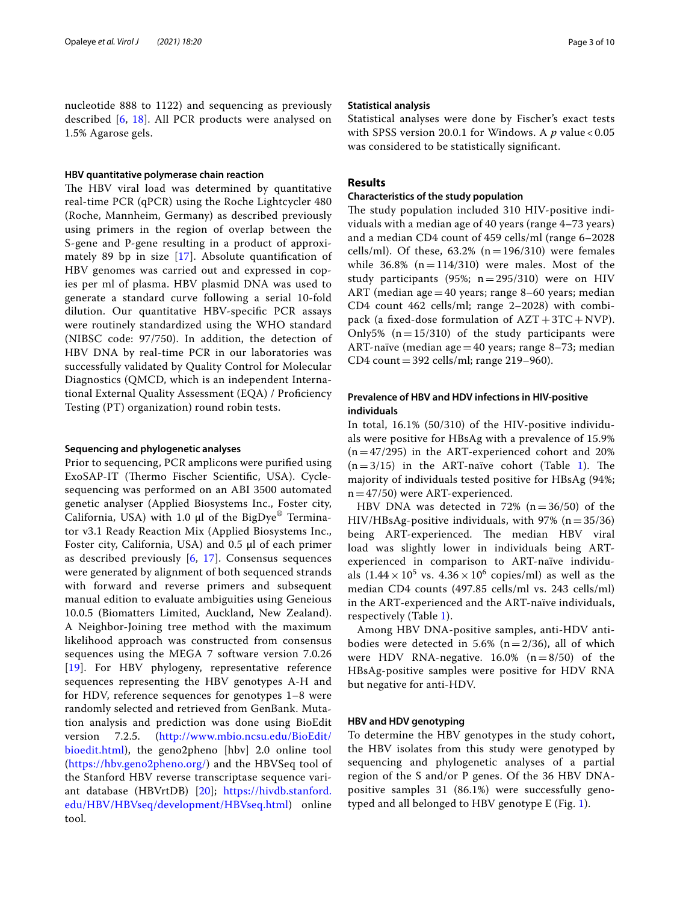nucleotide 888 to 1122) and sequencing as previously described [6, 18]. All PCR products were analysed on 1.5% Agarose gels.

#### HBV quantitative polymerase chain reaction

The HBV viral load was determined by quantitative real-time PCR (qPCR) using the Roche Lightcycler 480 (Roche, Mannheim, Germany) as described previously using primers in the region of overlap between the S-gene and P-gene resulting in a product of approximately 89 bp in size [17]. Absolute quantification of HBV genomes was carried out and expressed in copies per ml of plasma. HBV plasmid DNA was used to generate a standard curve following a serial 10-fold dilution. Our quantitative HBV-specific PCR assays were routinely standardized using the WHO standard (NIBSC code: 97/750). In addition, the detection of HBV DNA by real-time PCR in our laboratories was successfully validated by Quality Control for Molecular Diagnostics (QMCD, which is an independent International External Quality Assessment (EQA) / Proficiency Testing (PT) organization) round robin tests.

#### Sequencing and phylogenetic analyses

Prior to sequencing, PCR amplicons were purified using ExoSAP-IT (Thermo Fischer Scientific, USA). Cycle-sequencing was performed on an ABI 3500 automated genetic analyser (Applied Biosystems Inc., Foster city, California, USA) with 1.0 µl of the BigDye® Terminator v3.1 Ready Reaction Mix (Applied Biosystems Inc., Foster city, California, USA) and 0.5 µl of each primer as described previously [6, 17]. Consensus sequences were generated by alignment of both sequenced strands with forward and reverse primers and subsequent manual edition to evaluate ambiguities using Geneious 10.0.5 (Biomatters Limited, Auckland, New Zealand). A Neighbor-Joining tree method with the maximum likelihood approach was constructed from consensus sequences using the MEGA 7 software version 7.0.26 [19]. For HBV phylogeny, representative reference sequences representing the HBV genotypes A-H and for HDV, reference sequences for genotypes 1–8 were randomly selected and retrieved from GenBank. Mutation analysis and prediction was done using BioEdit version 7.2.5. (http://www.mbio.ncsu.edu/BioEdit/bioedit.html), the geno2pheno [hbv] 2.0 online tool (https://hbv.geno2pheno.org/) and the HBVSeq tool of the Stanford HBV reverse transcriptase sequence variant database (HBVrtDB) [20]; https://hivdb.stanford.edu/HBV/HBVseq/development/HBVseq.html) online tool.

#### Statistical analysis

Statistical analyses were done by Fischer's exact tests with SPSS version 20.0.1 for Windows. A $p$ value < 0.05 was considered to be statistically significant.

## Results

#### Characteristics of the study population

The study population included 310 HIV-positive individuals with a median age of 40 years (range 4–73 years) and a median CD4 count of 459 cells/ml (range 6–2028 cells/ml). Of these, 63.2% (n = 196/310) were females while 36.8% (n = 114/310) were males. Most of the study participants (95%; n = 295/310) were on HIV ART (median age = 40 years; range 8–60 years; median CD4 count 462 cells/ml; range 2–2028) with combipack (a fixed-dose formulation of AZT + 3TC + NVP). Only5% (n = 15/310) of the study participants were ART-naïve (median age = 40 years; range 8–73; median CD4 count = 392 cells/ml; range 219–960).

#### Prevalence of HBV and HDV infections in HIV-positive individuals

In total, 16.1% (50/310) of the HIV-positive individuals were positive for HBsAg with a prevalence of 15.9% (n = 47/295) in the ART-experienced cohort and 20% (n = 3/15) in the ART-naïve cohort (Table 1). The majority of individuals tested positive for HBsAg (94%; n = 47/50) were ART-experienced.

HBV DNA was detected in 72% (n = 36/50) of the HIV/HBsAg-positive individuals, with 97% (n = 35/36) being ART-experienced. The median HBV viral load was slightly lower in individuals being ART-experienced in comparison to ART-naïve individuals ($1.44 \times 10^5$ vs. $4.36 \times 10^6$ copies/ml) as well as the median CD4 counts (497.85 cells/ml vs. 243 cells/ml) in the ART-experienced and the ART-naïve individuals, respectively (Table 1).

Among HBV DNA-positive samples, anti-HDV antibodies were detected in 5.6% (n = 2/36), all of which were HDV RNA-negative. 16.0% (n = 8/50) of the HBsAg-positive samples were positive for HDV RNA but negative for anti-HDV.

#### HBV and HDV genotyping

To determine the HBV genotypes in the study cohort, the HBV isolates from this study were genotyped by sequencing and phylogenetic analyses of a partial region of the S and/or P genes. Of the 36 HBV DNA-positive samples 31 (86.1%) were successfully genotyped and all belonged to HBV genotype E (Fig. 1).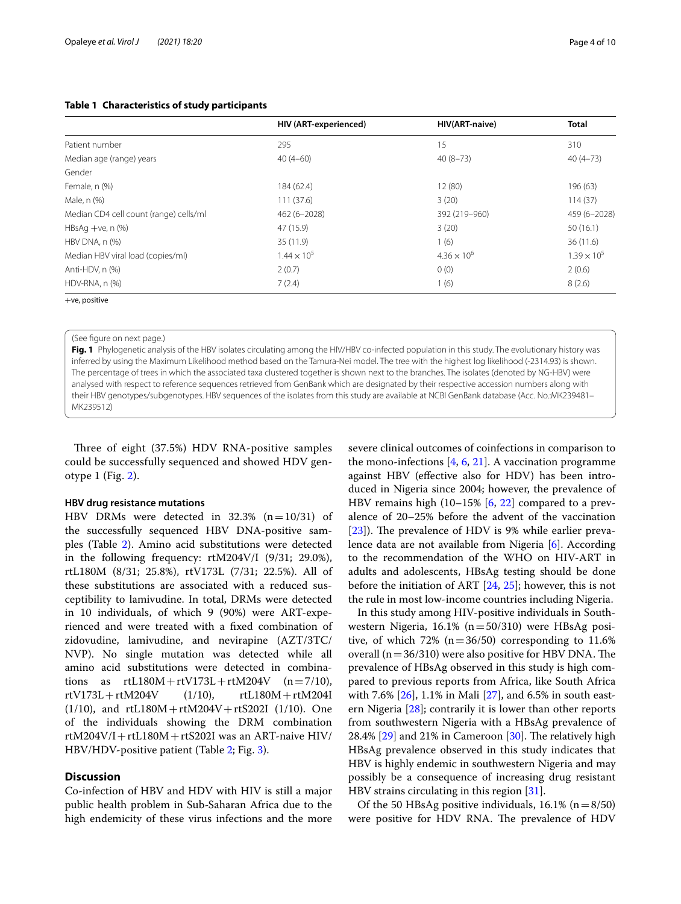**Table 1 Characteristics of study participants**

| | HIV (ART-experienced) | HIV(ART-naive) | Total |
|---|---|---|---|
| Patient number | 295 | 15 | 310 |
| Median age (range) years | 40 (4–60) | 40 (8–73) | 40 (4–73) |
| Gender | | | |
| Female, n (%) | 184 (62.4) | 12 (80) | 196 (63) |
| Male, n (%) | 111 (37.6) | 3 (20) | 114 (37) |
| Median CD4 cell count (range) cells/ml | 462 (6–2028) | 392 (219–960) | 459 (6–2028) |
| HBsAg +ve, n (%) | 47 (15.9) | 3 (20) | 50 (16.1) |
| HBV DNA, n (%) | 35 (11.9) | 1 (6) | 36 (11.6) |
| Median HBV viral load (copies/ml) | $1.44 \times 10^5$ | $4.36 \times 10^6$ | $1.39 \times 10^5$ |
| Anti-HDV, n (%) | 2 (0.7) | 0 (0) | 2 (0.6) |
| HDV-RNA, n (%) | 7 (2.4) | 1 (6) | 8 (2.6) |

+ve, positive

(See figure on next page.)

**Fig. 1** Phylogenetic analysis of the HBV isolates circulating among the HIV/HBV co-infected population in this study. The evolutionary history was inferred by using the Maximum Likelihood method based on the Tamura-Nei model. The tree with the highest log likelihood (-2314.93) is shown. The percentage of trees in which the associated taxa clustered together is shown next to the branches. The isolates (denoted by NG-HBV) were analysed with respect to reference sequences retrieved from GenBank which are designated by their respective accession numbers along with their HBV genotypes/subgenotypes. HBV sequences of the isolates from this study are available at NCBI GenBank database (Acc. No.:MK239481–MK239512)

Three of eight (37.5%) HDV RNA-positive samples could be successfully sequenced and showed HDV genotype 1 (Fig. 2).

### HBV drug resistance mutations

HBV DRMs were detected in 32.3% (n = 10/31) of the successfully sequenced HBV DNA-positive samples (Table 2). Amino acid substitutions were detected in the following frequency: rtM204V/I (9/31; 29.0%), rtL180M (8/31; 25.8%), rtV173L (7/31; 22.5%). All of these substitutions are associated with a reduced susceptibility to lamivudine. In total, DRMs were detected in 10 individuals, of which 9 (90%) were ART-experienced and were treated with a fixed combination of zidovudine, lamivudine, and nevirapine (AZT/3TC/NVP). No single mutation was detected while all amino acid substitutions were detected in combinations as rtL180M + rtV173L + rtM204V (n = 7/10), rtV173L + rtM204V (1/10), rtL180M + rtM204I (1/10), and rtL180M + rtM204V + rtS202I (1/10). One of the individuals showing the DRM combination rtM204V/I + rtL180M + rtS202I was an ART-naive HIV/HBV/HDV-positive patient (Table 2; Fig. 3).

## Discussion

Co-infection of HBV and HDV with HIV is still a major public health problem in Sub-Saharan Africa due to the high endemicity of these virus infections and the more severe clinical outcomes of coinfections in comparison to the mono-infections [4, 6, 21]. A vaccination programme against HBV (effective also for HDV) has been introduced in Nigeria since 2004; however, the prevalence of HBV remains high (10–15% [6, 22] compared to a prevalence of 20–25% before the advent of the vaccination [23]). The prevalence of HDV is 9% while earlier prevalence data are not available from Nigeria [6]. According to the recommendation of the WHO on HIV-ART in adults and adolescents, HBsAg testing should be done before the initiation of ART [24, 25]; however, this is not the rule in most low-income countries including Nigeria.

In this study among HIV-positive individuals in Southwestern Nigeria, 16.1% (n = 50/310) were HBsAg positive, of which 72% (n = 36/50) corresponding to 11.6% overall (n = 36/310) were also positive for HBV DNA. The prevalence of HBsAg observed in this study is high compared to previous reports from Africa, like South Africa with 7.6% [26], 1.1% in Mali [27], and 6.5% in south eastern Nigeria [28]; contrarily it is lower than other reports from southwestern Nigeria with a HBsAg prevalence of 28.4% [29] and 21% in Cameroon [30]. The relatively high HBsAg prevalence observed in this study indicates that HBV is highly endemic in southwestern Nigeria and may possibly be a consequence of increasing drug resistant HBV strains circulating in this region [31].

Of the 50 HBsAg positive individuals, 16.1% (n = 8/50) were positive for HDV RNA. The prevalence of HDV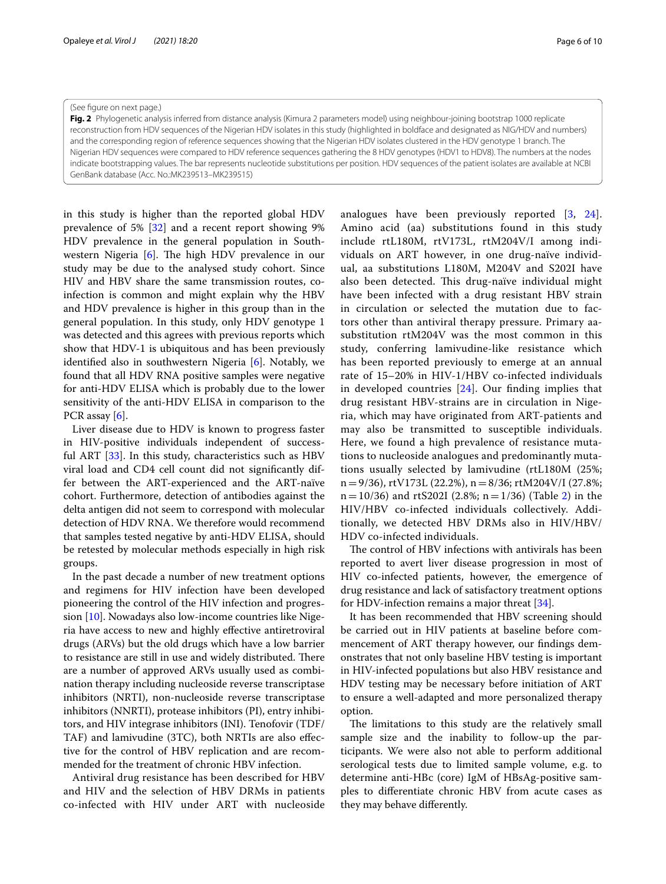(See figure on next page.)

**Fig. 2** Phylogenetic analysis inferred from distance analysis (Kimura 2 parameters model) using neighbour-joining bootstrap 1000 replicate reconstruction from HDV sequences of the Nigerian HDV isolates in this study (highlighted in boldface and designated as NIG/HDV and numbers) and the corresponding region of reference sequences showing that the Nigerian HDV isolates clustered in the HDV genotype 1 branch. The Nigerian HDV sequences were compared to HDV reference sequences gathering the 8 HDV genotypes (HDV1 to HDV8). The numbers at the nodes indicate bootstrapping values. The bar represents nucleotide substitutions per position. HDV sequences of the patient isolates are available at NCBI GenBank database (Acc. No.:MK239513–MK239515)

in this study is higher than the reported global HDV prevalence of 5% [32] and a recent report showing 9% HDV prevalence in the general population in Southwestern Nigeria [6]. The high HDV prevalence in our study may be due to the analysed study cohort. Since HIV and HBV share the same transmission routes, co-infection is common and might explain why the HBV and HDV prevalence is higher in this group than in the general population. In this study, only HDV genotype 1 was detected and this agrees with previous reports which show that HDV-1 is ubiquitous and has been previously identified also in southwestern Nigeria [6]. Notably, we found that all HDV RNA positive samples were negative for anti-HDV ELISA which is probably due to the lower sensitivity of the anti-HDV ELISA in comparison to the PCR assay [6].

Liver disease due to HDV is known to progress faster in HIV-positive individuals independent of successful ART [33]. In this study, characteristics such as HBV viral load and CD4 cell count did not significantly differ between the ART-experienced and the ART-naïve cohort. Furthermore, detection of antibodies against the delta antigen did not seem to correspond with molecular detection of HDV RNA. We therefore would recommend that samples tested negative by anti-HDV ELISA, should be retested by molecular methods especially in high risk groups.

In the past decade a number of new treatment options and regimens for HIV infection have been developed pioneering the control of the HIV infection and progression [10]. Nowadays also low-income countries like Nigeria have access to new and highly effective antiretroviral drugs (ARVs) but the old drugs which have a low barrier to resistance are still in use and widely distributed. There are a number of approved ARVs usually used as combination therapy including nucleoside reverse transcriptase inhibitors (NRTI), non-nucleoside reverse transcriptase inhibitors (NNRTI), protease inhibitors (PI), entry inhibitors, and HIV integrase inhibitors (INI). Tenofovir (TDF/TAF) and lamivudine (3TC), both NRTIs are also effective for the control of HBV replication and are recommended for the treatment of chronic HBV infection.

Antiviral drug resistance has been described for HBV and HIV and the selection of HBV DRMs in patients co-infected with HIV under ART with nucleoside analogues have been previously reported [3, 24]. Amino acid (aa) substitutions found in this study include rtL180M, rtV173L, rtM204V/I among individuals on ART however, in one drug-naïve individual, aa substitutions L180M, M204V and S202I have also been detected. This drug-naïve individual might have been infected with a drug resistant HBV strain in circulation or selected the mutation due to factors other than antiviral therapy pressure. Primary aa-substitution rtM204V was the most common in this study, conferring lamivudine-like resistance which has been reported previously to emerge at an annual rate of 15–20% in HIV-1/HBV co-infected individuals in developed countries [24]. Our finding implies that drug resistant HBV-strains are in circulation in Nigeria, which may have originated from ART-patients and may also be transmitted to susceptible individuals. Here, we found a high prevalence of resistance mutations to nucleoside analogues and predominantly mutations usually selected by lamivudine (rtL180M (25%; n = 9/36), rtV173L (22.2%), n = 8/36; rtM204V/I (27.8%; n = 10/36) and rtS202I (2.8%; n = 1/36) (Table 2) in the HIV/HBV co-infected individuals collectively. Additionally, we detected HBV DRMs also in HIV/HBV/HDV co-infected individuals.

The control of HBV infections with antivirals has been reported to avert liver disease progression in most of HIV co-infected patients, however, the emergence of drug resistance and lack of satisfactory treatment options for HDV-infection remains a major threat [34].

It has been recommended that HBV screening should be carried out in HIV patients at baseline before commencement of ART therapy however, our findings demonstrates that not only baseline HBV testing is important in HIV-infected populations but also HBV resistance and HDV testing may be necessary before initiation of ART to ensure a well-adapted and more personalized therapy option.

The limitations to this study are the relatively small sample size and the inability to follow-up the participants. We were also not able to perform additional serological tests due to limited sample volume, e.g. to determine anti-HBc (core) IgM of HBsAg-positive samples to differentiate chronic HBV from acute cases as they may behave differently.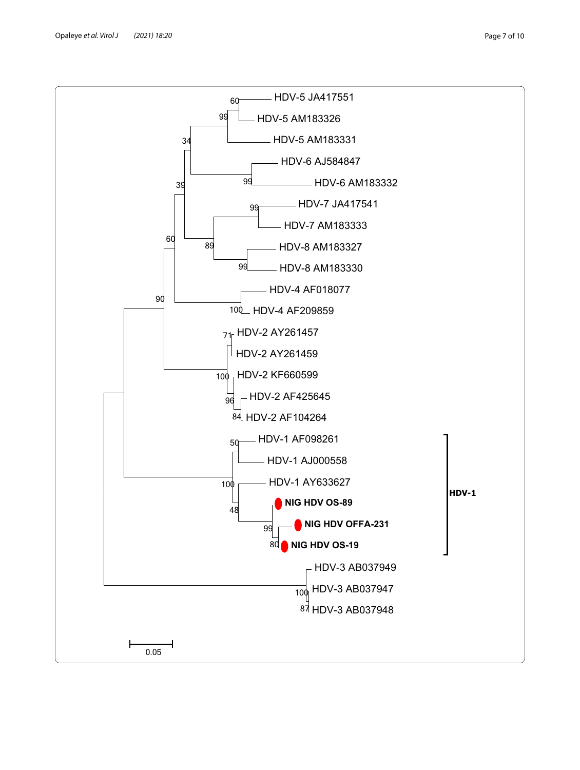HDV-5 JA417551

HDV-5 AM183326

HDV-5 AM183331

HDV-6 AJ584847

HDV-6 AM183332

HDV-7 JA417541

HDV-7 AM183333

HDV-8 AM183327

HDV-8 AM183330

HDV-4 AF018077

HDV-4 AF209859

HDV-2 AY261457

HDV-2 AY261459

HDV-2 KF660599

HDV-2 AF425645

HDV-2 AF104264

HDV-1 AF098261

HDV-1 AJ000558

HDV-1 AY633627

**NIG HDV OS-89**

**NIG HDV OFFA-231**

**NIG HDV OS-19**

**HDV-1**

HDV-3 AB037949

HDV-3 AB037947

HDV-3 AB037948

0.05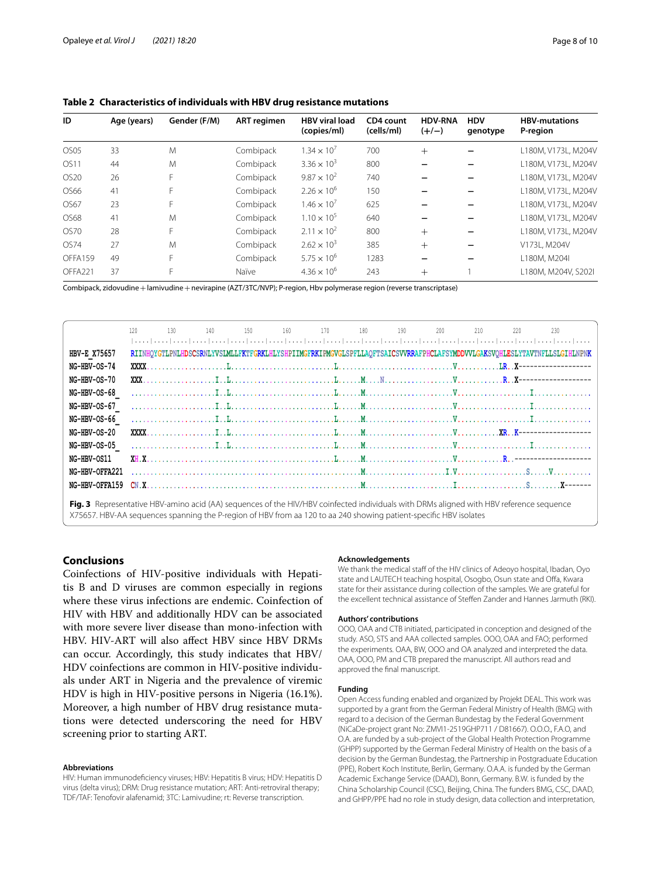**Table 2 Characteristics of individuals with HBV drug resistance mutations**

| ID | Age (years) | Gender (F/M) | ART regimen | HBV viral load (copies/ml) | CD4 count (cells/ml) | HDV-RNA (+/−) | HDV genotype | HBV-mutations P-region |
|---|---|---|---|---|---|---|---|---|
| OS05 | 33 | M | Combipack | $1.34 \times 10^7$ | 700 | + | − | L180M, V173L, M204V |
| OS11 | 44 | M | Combipack | $3.36 \times 10^3$ | 800 | − | − | L180M, V173L, M204V |
| OS20 | 26 | F | Combipack | $9.87 \times 10^2$ | 740 | − | − | L180M, V173L, M204V |
| OS66 | 41 | F | Combipack | $2.26 \times 10^6$ | 150 | − | − | L180M, V173L, M204V |
| OS67 | 23 | F | Combipack | $1.46 \times 10^7$ | 625 | − | − | L180M, V173L, M204V |
| OS68 | 41 | M | Combipack | $1.10 \times 10^5$ | 640 | − | − | L180M, V173L, M204V |
| OS70 | 28 | F | Combipack | $2.11 \times 10^2$ | 800 | + | − | L180M, V173L, M204V |
| OS74 | 27 | M | Combipack | $2.62 \times 10^3$ | 385 | + | − | V173L, M204V |
| OFFA159 | 49 | F | Combipack | $5.75 \times 10^6$ | 1283 | − | − | L180M, M204I |
| OFFA221 | 37 | F | Naïve | $4.36 \times 10^6$ | 243 | + | 1 | L180M, M204V, S202I |

Combipack, zidovudine + lamivudine + nevirapine (AZT/3TC/NVP); P-region, Hbv polymerase region (reverse transcriptase)

```
              120       130       140       150       160       170       180       190       200       210       220       230
              |....|....|....|....|....|....|....|....|....|....|....|....|....|....|....|....|....|....|....|....|....|....|....|....
HBV-E_X75657  RIINHQYGTLPNLHDSCSRNLYVSLMLLFKTFGRKLHLYSHPIIMGFRKIPMGVGLSPFLLAQFTSAICSVVRRAFPHCLAFSYMDDVVLGAKSVQHLESLYTAVTNFLLSLGIHLNPNK
NG-HBV-OS-74  XXXX....................L...........................L..............................V...........LR..X-------------------
NG-HBV-OS-70  XXX...................I..L..........................L.......M....N.................V............R..X-------------------
NG-HBV-OS-68_ .....................I..L..........................L.......M......................V...................I...............
NG-HBV-OS-67_ .....................I..L..........................L.......M......................V...................I...............
NG-HBV-OS-66_ .....................I..L..........................L.......M......................V...................I...............
NG-HBV-OS-20  XXXX.................I..L..........................L.......M......................V...........XR..K-------------------
NG-HBV-OS-05_ .....................I..L..........................L.......M......................V...................I...............
NG-HBV-OS11   XH.X..............................................L.......M......................V............R..--------------------
NG-HBV-OFFA221 .............................................................M....................I.V..................S.....V..........
NG-HBV-OFFA159 CN.X..........................................................M......................I..................S........X-------
```

**Fig. 3** Representative HBV-amino acid (AA) sequences of the HIV/HBV coinfected individuals with DRMs aligned with HBV reference sequence X75657. HBV-AA sequences spanning the P-region of HBV from aa 120 to aa 240 showing patient-specific HBV isolates

## Conclusions

Coinfections of HIV-positive individuals with Hepatitis B and D viruses are common especially in regions where these virus infections are endemic. Coinfection of HIV with HBV and additionally HDV can be associated with more severe liver disease than mono-infection with HBV. HIV-ART will also affect HBV since HBV DRMs can occur. Accordingly, this study indicates that HBV/HDV coinfections are common in HIV-positive individuals under ART in Nigeria and the prevalence of viremic HDV is high in HIV-positive persons in Nigeria (16.1%). Moreover, a high number of HBV drug resistance mutations were detected underscoring the need for HBV screening prior to starting ART.

#### Abbreviations

HIV: Human immunodeficiency viruses; HBV: Hepatitis B virus; HDV: Hepatitis D virus (delta virus); DRM: Drug resistance mutation; ART: Anti-retroviral therapy; TDF/TAF: Tenofovir alafenamid; 3TC: Lamivudine; rt: Reverse transcription.

#### Acknowledgements

We thank the medical staff of the HIV clinics of Adeoyo hospital, Ibadan, Oyo state and LAUTECH teaching hospital, Osogbo, Osun state and Offa, Kwara state for their assistance during collection of the samples. We are grateful for the excellent technical assistance of Steffen Zander and Hannes Jarmuth (RKI).

#### Authors' contributions

OOO, OAA and CTB initiated, participated in conception and designed of the study. ASO, STS and AAA collected samples. OOO, OAA and FAO; performed the experiments. OAA, BW, OOO and OA analyzed and interpreted the data. OAA, OOO, PM and CTB prepared the manuscript. All authors read and approved the final manuscript.

#### Funding

Open Access funding enabled and organized by Projekt DEAL. This work was supported by a grant from the German Federal Ministry of Health (BMG) with regard to a decision of the German Bundestag by the Federal Government (NiCaDe-project grant No: ZMVI1-2519GHP711 / D81667). O.O.O., F.A.O, and O.A. are funded by a sub-project of the Global Health Protection Programme (GHPP) supported by the German Federal Ministry of Health on the basis of a decision by the German Bundestag, the Partnership in Postgraduate Education (PPE), Robert Koch Institute, Berlin, Germany. O.A.A. is funded by the German Academic Exchange Service (DAAD), Bonn, Germany. B.W. is funded by the China Scholarship Council (CSC), Beijing, China. The funders BMG, CSC, DAAD, and GHPP/PPE had no role in study design, data collection and interpretation,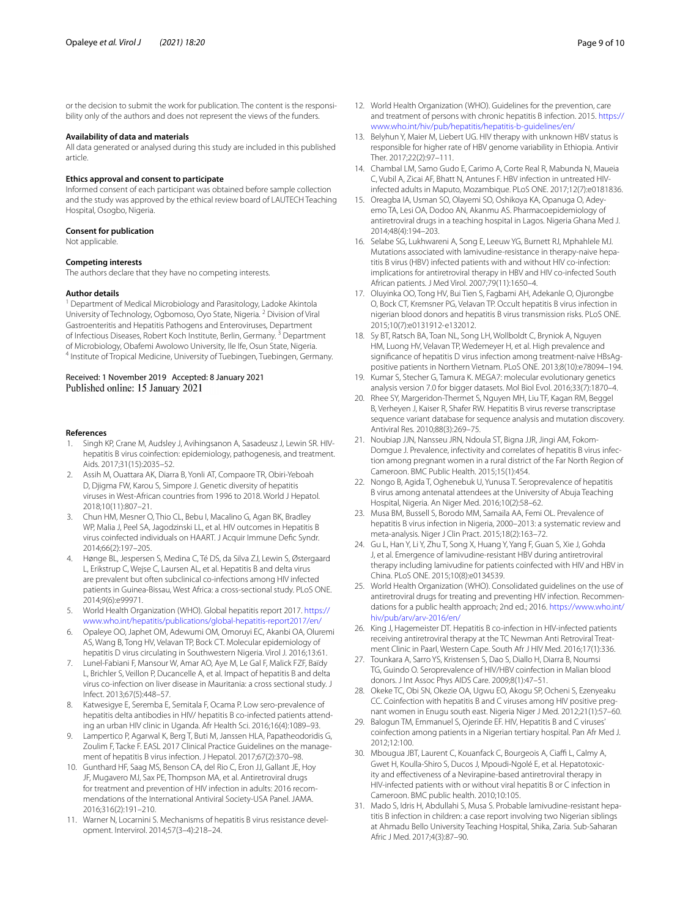or the decision to submit the work for publication. The content is the responsibility only of the authors and does not represent the views of the funders.

### Availability of data and materials

All data generated or analysed during this study are included in this published article.

### Ethics approval and consent to participate

Informed consent of each participant was obtained before sample collection and the study was approved by the ethical review board of LAUTECH Teaching Hospital, Osogbo, Nigeria.

### Consent for publication

Not applicable.

### Competing interests

The authors declare that they have no competing interests.

### Author details

[1] Department of Medical Microbiology and Parasitology, Ladoke Akintola University of Technology, Ogbomoso, Oyo State, Nigeria. [2] Division of Viral Gastroenteritis and Hepatitis Pathogens and Enteroviruses, Department of Infectious Diseases, Robert Koch Institute, Berlin, Germany. [3] Department of Microbiology, Obafemi Awolowo University, Ile Ife, Osun State, Nigeria. [4] Institute of Tropical Medicine, University of Tuebingen, Tuebingen, Germany.

Received: 1 November 2019 Accepted: 8 January 2021
Published online: 15 January 2021

## References

1. Singh KP, Crane M, Audsley J, Avihingsanon A, Sasadeusz J, Lewin SR. HIV-hepatitis B virus coinfection: epidemiology, pathogenesis, and treatment. Aids. 2017;31(15):2035–52.
2. Assih M, Ouattara AK, Diarra B, Yonli AT, Compaore TR, Obiri-Yeboah D, Djigma FW, Karou S, Simpore J. Genetic diversity of hepatitis viruses in West-African countries from 1996 to 2018. World J Hepatol. 2018;10(11):807–21.
3. Chun HM, Mesner O, Thio CL, Bebu I, Macalino G, Agan BK, Bradley WP, Malia J, Peel SA, Jagodzinski LL, et al. HIV outcomes in Hepatitis B virus coinfected individuals on HAART. J Acquir Immune Defic Syndr. 2014;66(2):197–205.
4. Hønge BL, Jespersen S, Medina C, Té DS, da Silva ZJ, Lewin S, Østergaard L, Erikstrup C, Wejse C, Laursen AL, et al. Hepatitis B and delta virus are prevalent but often subclinical co-infections among HIV infected patients in Guinea-Bissau, West Africa: a cross-sectional study. PLoS ONE. 2014;9(6):e99971.
5. World Health Organization (WHO). Global hepatitis report 2017. https://www.who.int/hepatitis/publications/global-hepatitis-report2017/en/
6. Opaleye OO, Japhet OM, Adewumi OM, Omoruyi EC, Akanbi OA, Oluremi AS, Wang B, Tong HV, Velavan TP, Bock CT. Molecular epidemiology of hepatitis D virus circulating in Southwestern Nigeria. Virol J. 2016;13:61.
7. Lunel-Fabiani F, Mansour W, Amar AO, Aye M, Le Gal F, Malick FZF, Baïdy L, Brichler S, Veillon P, Ducancelle A, et al. Impact of hepatitis B and delta virus co-infection on liver disease in Mauritania: a cross sectional study. J Infect. 2013;67(5):448–57.
8. Katwesigye E, Seremba E, Semitala F, Ocama P. Low sero-prevalence of hepatitis delta antibodies in HIV/ hepatitis B co-infected patients attending an urban HIV clinic in Uganda. Afr Health Sci. 2016;16(4):1089–93.
9. Lampertico P, Agarwal K, Berg T, Buti M, Janssen HLA, Papatheodoridis G, Zoulim F, Tacke F. EASL 2017 Clinical Practice Guidelines on the management of hepatitis B virus infection. J Hepatol. 2017;67(2):370–98.
10. Gunthard HF, Saag MS, Benson CA, del Rio C, Eron JJ, Gallant JE, Hoy JF, Mugavero MJ, Sax PE, Thompson MA, et al. Antiretroviral drugs for treatment and prevention of HIV infection in adults: 2016 recommendations of the International Antiviral Society-USA Panel. JAMA. 2016;316(2):191–210.
11. Warner N, Locarnini S. Mechanisms of hepatitis B virus resistance development. Intervirol. 2014;57(3–4):218–24.
12. World Health Organization (WHO). Guidelines for the prevention, care and treatment of persons with chronic hepatitis B infection. 2015. https://www.who.int/hiv/pub/hepatitis/hepatitis-b-guidelines/en/
13. Belyhun Y, Maier M, Liebert UG. HIV therapy with unknown HBV status is responsible for higher rate of HBV genome variability in Ethiopia. Antivir Ther. 2017;22(2):97–111.
14. Chambal LM, Samo Gudo E, Carimo A, Corte Real R, Mabunda N, Maueia C, Vubil A, Zicai AF, Bhatt N, Antunes F. HBV infection in untreated HIV-infected adults in Maputo, Mozambique. PLoS ONE. 2017;12(7):e0181836.
15. Oreagba IA, Usman SO, Olayemi SO, Oshikoya KA, Opanuga O, Adeyemo TA, Lesi OA, Dodoo AN, Akanmu AS. Pharmacoepidemiology of antiretroviral drugs in a teaching hospital in Lagos. Nigeria Ghana Med J. 2014;48(4):194–203.
16. Selabe SG, Lukhwareni A, Song E, Leeuw YG, Burnett RJ, Mphahlele MJ. Mutations associated with lamivudine-resistance in therapy-naive hepatitis B virus (HBV) infected patients with and without HIV co-infection: implications for antiretroviral therapy in HBV and HIV co-infected South African patients. J Med Virol. 2007;79(11):1650–4.
17. Oluyinka OO, Tong HV, Bui Tien S, Fagbami AH, Adekanle O, Ojurongbe O, Bock CT, Kremsner PG, Velavan TP. Occult hepatitis B virus infection in nigerian blood donors and hepatitis B virus transmission risks. PLoS ONE. 2015;10(7):e0131912-e132012.
18. Sy BT, Ratsch BA, Toan NL, Song LH, Wollboldt C, Bryniok A, Nguyen HM, Luong HV, Velavan TP, Wedemeyer H, et al. High prevalence and significance of hepatitis D virus infection among treatment-naïve HBsAg-positive patients in Northern Vietnam. PLoS ONE. 2013;8(10):e78094–194.
19. Kumar S, Stecher G, Tamura K. MEGA7: molecular evolutionary genetics analysis version 7.0 for bigger datasets. Mol Biol Evol. 2016;33(7):1870–4.
20. Rhee SY, Margeridon-Thermet S, Nguyen MH, Liu TF, Kagan RM, Beggel B, Verheyen J, Kaiser R, Shafer RW. Hepatitis B virus reverse transcriptase sequence variant database for sequence analysis and mutation discovery. Antiviral Res. 2010;88(3):269–75.
21. Noubiap JJN, Nansseu JRN, Ndoula ST, Bigna JJR, Jingi AM, Fokom-Domgue J. Prevalence, infectivity and correlates of hepatitis B virus infection among pregnant women in a rural district of the Far North Region of Cameroon. BMC Public Health. 2015;15(1):454.
22. Nongo B, Agida T, Oghenebuk U, Yunusa T. Seroprevalence of hepatitis B virus among antenatal attendees at the University of Abuja Teaching Hospital, Nigeria. An Niger Med. 2016;10(2):58–62.
23. Musa BM, Bussell S, Borodo MM, Samaila AA, Femi OL. Prevalence of hepatitis B virus infection in Nigeria, 2000–2013: a systematic review and meta-analysis. Niger J Clin Pract. 2015;18(2):163–72.
24. Gu L, Han Y, Li Y, Zhu T, Song X, Huang Y, Yang F, Guan S, Xie J, Gohda J, et al. Emergence of lamivudine-resistant HBV during antiretroviral therapy including lamivudine for patients coinfected with HIV and HBV in China. PLoS ONE. 2015;10(8):e0134539.
25. World Health Organization (WHO). Consolidated guidelines on the use of antiretroviral drugs for treating and preventing HIV infection. Recommendations for a public health approach; 2nd ed.; 2016. https://www.who.int/hiv/pub/arv/arv-2016/en/
26. King J, Hagemeister DT. Hepatitis B co-infection in HIV-infected patients receiving antiretroviral therapy at the TC Newman Anti Retroviral Treatment Clinic in Paarl, Western Cape. South Afr J HIV Med. 2016;17(1):336.
27. Tounkara A, Sarro YS, Kristensen S, Dao S, Diallo H, Diarra B, Noumsi TG, Guindo O. Seroprevalence of HIV/HBV coinfection in Malian blood donors. J Int Assoc Phys AIDS Care. 2009;8(1):47–51.
28. Okeke TC, Obi SN, Okezie OA, Ugwu EO, Akogu SP, Ocheni S, Ezenyeaku CC. Coinfection with hepatitis B and C viruses among HIV positive pregnant women in Enugu south east. Nigeria Niger J Med. 2012;21(1):57–60.
29. Balogun TM, Emmanuel S, Ojerinde EF. HIV, Hepatitis B and C viruses' coinfection among patients in a Nigerian tertiary hospital. Pan Afr Med J. 2012;12:100.
30. Mbougua JBT, Laurent C, Kouanfack C, Bourgeois A, Ciaffi L, Calmy A, Gwet H, Koulla-Shiro S, Ducos J, Mpoudi-Ngolé E, et al. Hepatotoxicity and effectiveness of a Nevirapine-based antiretroviral therapy in HIV-infected patients with or without viral hepatitis B or C infection in Cameroon. BMC public health. 2010;10:105.
31. Mado S, Idris H, Abdullahi S, Musa S. Probable lamivudine-resistant hepatitis B infection in children: a case report involving two Nigerian siblings at Ahmadu Bello University Teaching Hospital, Shika, Zaria. Sub-Saharan Afric J Med. 2017;4(3):87–90.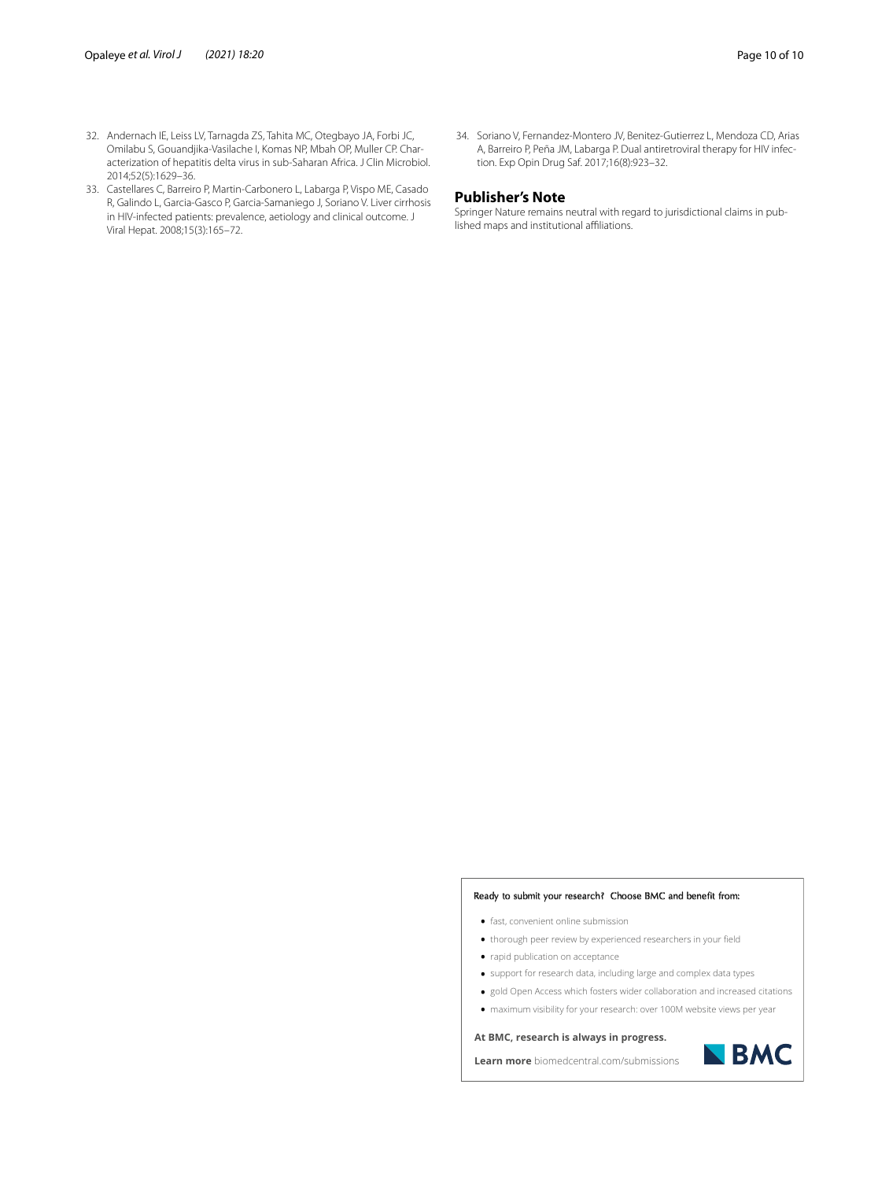32. Andernach IE, Leiss LV, Tarnagda ZS, Tahita MC, Otegbayo JA, Forbi JC, Omilabu S, Gouandjika-Vasilache I, Komas NP, Mbah OP, Muller CP. Characterization of hepatitis delta virus in sub-Saharan Africa. J Clin Microbiol. 2014;52(5):1629–36.
33. Castellares C, Barreiro P, Martin-Carbonero L, Labarga P, Vispo ME, Casado R, Galindo L, Garcia-Gasco P, Garcia-Samaniego J, Soriano V. Liver cirrhosis in HIV-infected patients: prevalence, aetiology and clinical outcome. J Viral Hepat. 2008;15(3):165–72.
34. Soriano V, Fernandez-Montero JV, Benitez-Gutierrez L, Mendoza CD, Arias A, Barreiro P, Peña JM, Labarga P. Dual antiretroviral therapy for HIV infection. Exp Opin Drug Saf. 2017;16(8):923–32.

## Publisher's Note

Springer Nature remains neutral with regard to jurisdictional claims in published maps and institutional affiliations.

Ready to submit your research? Choose BMC and benefit from:

- fast, convenient online submission
- thorough peer review by experienced researchers in your field
- rapid publication on acceptance
- support for research data, including large and complex data types
- gold Open Access which fosters wider collaboration and increased citations
- maximum visibility for your research: over 100M website views per year

**At BMC, research is always in progress.**

**Learn more** biomedcentral.com/submissions

BMC